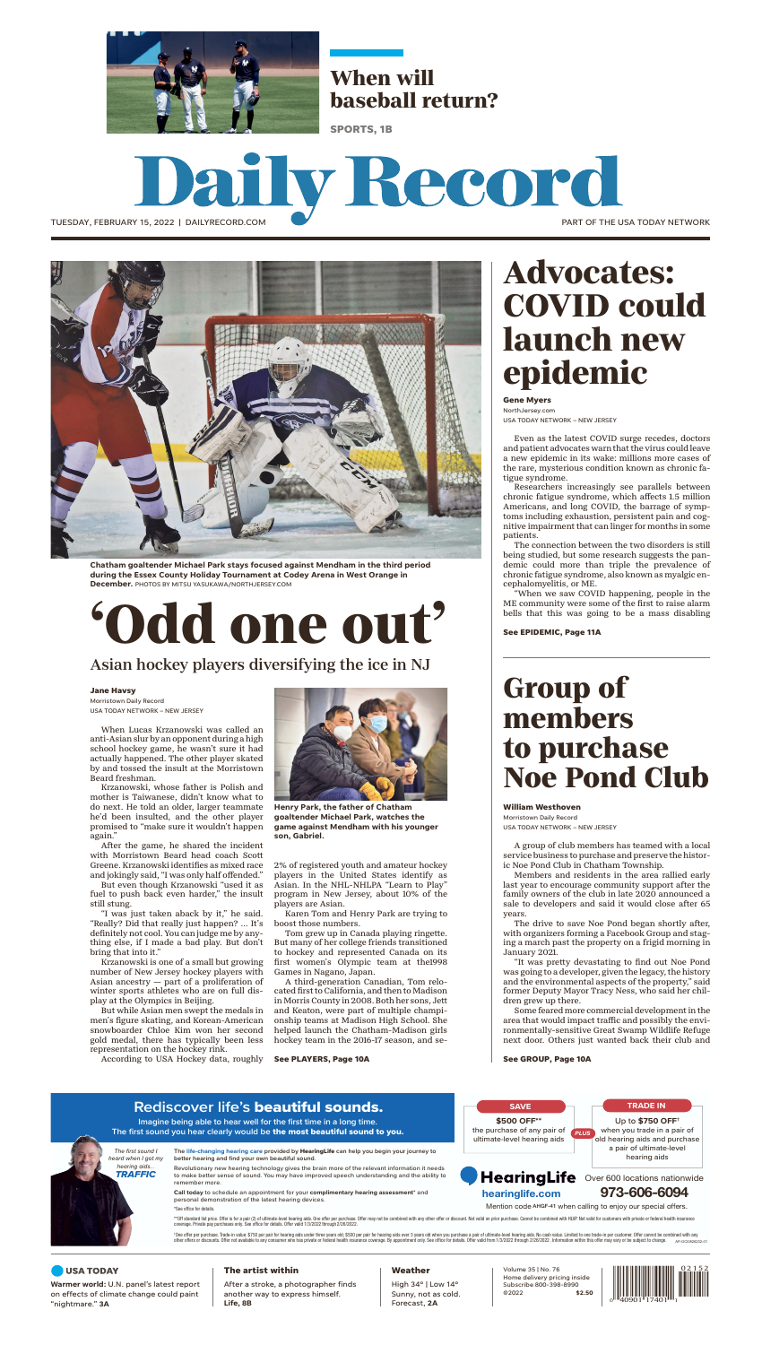## When will baseball return?

SPORTS, 1B

# Daily Record

TUESDAY, FEBRUARY 15, 2022 | DAILYRECORD.COM

PART OF THE USA TODAY NETWORK

**Chatham goaltender Michael Park stays focused against Mendham in the third period during the Essex County Holiday Tournament at Codey Arena in West Orange in December.** PHOTOS BY MITSU YASUKAWA/NORTHJERSEY.COM

# 'Odd one out'

## Asian hockey players diversifying the ice in NJ

**Jane Havsy**
Morristown Daily Record
USA TODAY NETWORK – NEW JERSEY

When Lucas Krzanowski was called an anti-Asian slur by an opponent during a high school hockey game, he wasn't sure it had actually happened. The other player skated by and tossed the insult at the Morristown Beard freshman.

Krzanowski, whose father is Polish and mother is Taiwanese, didn't know what to do next. He told an older, larger teammate he'd been insulted, and the other player promised to "make sure it wouldn't happen again."

After the game, he shared the incident with Morristown Beard head coach Scott Greene. Krzanowski identifies as mixed race and jokingly said, "I was only half offended."

But even though Krzanowski "used it as fuel to push back even harder," the insult still stung.

"I was just taken aback by it," he said. "Really? Did that really just happen? … It's definitely not cool. You can judge me by anything else, if I made a bad play. But don't bring that into it."

Krzanowski is one of a small but growing number of New Jersey hockey players with Asian ancestry — part of a proliferation of winter sports athletes who are on full display at the Olympics in Beijing.

But while Asian men swept the medals in men's figure skating, and Korean-American snowboarder Chloe Kim won her second gold medal, there has typically been less representation on the hockey rink.

According to USA Hockey data, roughly 2% of registered youth and amateur hockey players in the United States identify as Asian. In the NHL-NHLPA "Learn to Play" program in New Jersey, about 10% of the players are Asian.

**Henry Park, the father of Chatham goaltender Michael Park, watches the game against Mendham with his younger son, Gabriel.**

Karen Tom and Henry Park are trying to boost those numbers.

Tom grew up in Canada playing ringette. But many of her college friends transitioned to hockey and represented Canada on its first women's Olympic team at the1998 Games in Nagano, Japan.

A third-generation Canadian, Tom relocated first to California, and then to Madison in Morris County in 2008. Both her sons, Jett and Keaton, were part of multiple championship teams at Madison High School. She helped launch the Chatham-Madison girls hockey team in the 2016-17 season, and se-

**See PLAYERS, Page 10A**

# Advocates: COVID could launch new epidemic

**Gene Myers**
NorthJersey.com
USA TODAY NETWORK – NEW JERSEY

Even as the latest COVID surge recedes, doctors and patient advocates warn that the virus could leave a new epidemic in its wake: millions more cases of the rare, mysterious condition known as chronic fatigue syndrome.

Researchers increasingly see parallels between chronic fatigue syndrome, which affects 1.5 million Americans, and long COVID, the barrage of symptoms including exhaustion, persistent pain and cognitive impairment that can linger for months in some patients.

The connection between the two disorders is still being studied, but some research suggests the pandemic could more than triple the prevalence of chronic fatigue syndrome, also known as myalgic encephalomyelitis, or ME.

"When we saw COVID happening, people in the ME community were some of the first to raise alarm bells that this was going to be a mass disabling

**See EPIDEMIC, Page 11A**

# Group of members to purchase Noe Pond Club

**William Westhoven**
Morristown Daily Record
USA TODAY NETWORK – NEW JERSEY

A group of club members has teamed with a local service business to purchase and preserve the historic Noe Pond Club in Chatham Township.

Members and residents in the area rallied early last year to encourage community support after the family owners of the club in late 2020 announced a sale to developers and said it would close after 65 years.

The drive to save Noe Pond began shortly after, with organizers forming a Facebook Group and staging a march past the property on a frigid morning in January 2021.

"It was pretty devastating to find out Noe Pond was going to a developer, given the legacy, the history and the environmental aspects of the property," said former Deputy Mayor Tracy Ness, who said her children grew up there.

Some feared more commercial development in the area that would impact traffic and possibly the environmentally-sensitive Great Swamp Wildlife Refuge next door. Others just wanted back their club and

**See GROUP, Page 10A**

## Rediscover life's **beautiful sounds.**

Imagine being able to hear well for the first time in a long time.
The first sound you hear clearly would be **the most beautiful sound to you.**

*The first sound I heard when I got my hearing aids... TRAFFIC*

The **life-changing hearing care** provided by **HearingLife** can help you begin your journey to better hearing and find your own beautiful sound.

Revolutionary new hearing technology gives the brain more of the relevant information it needs to make better sense of sound. You may have improved speech understanding and the ability to remember more.

**Call today** to schedule an appointment for your **complimentary hearing assessment*** and personal demonstration of the latest hearing devices.

*See office for details.

**SAVE** **$500 OFF**** the purchase of any pair of ultimate-level hearing aids *PLUS* **TRADE IN** Up to **$750 OFF**† when you trade in a pair of old hearing aids and purchase a pair of ultimate-level hearing aids

**HearingLife** Over 600 locations nationwide
**hearinglife.com** **973-606-6094**
Mention code AHGF-41 when calling to ask about our special offers.

**USA TODAY**
**Warmer world:** U.N. panel's latest report on effects of climate change could paint "nightmare." **3A**

**The artist within**
After a stroke, a photographer finds another way to express himself. **Life, 8B**

**Weather**
High 34° | Low 14°
Sunny, not as cold.
Forecast, **2A**

Volume 35 | No. 76
Home delivery pricing inside
Subscribe 800-398-8990
©2022 **$2.50**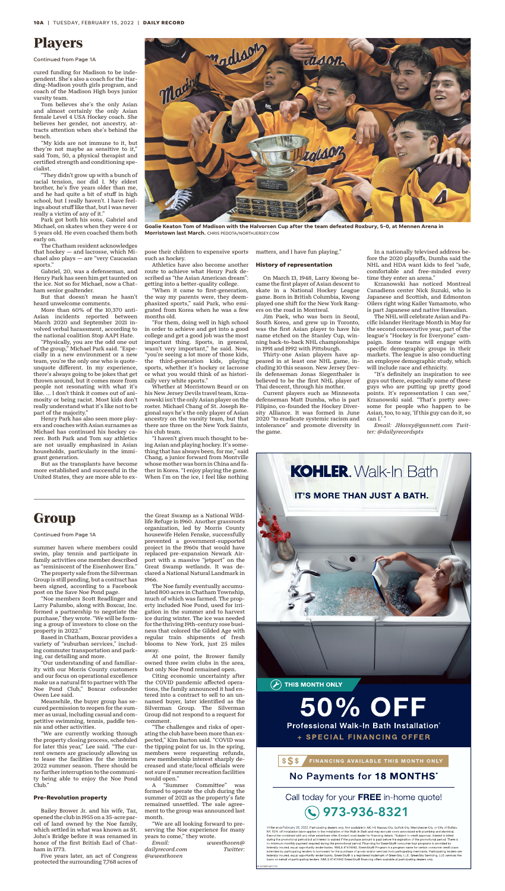# Players

Continued from Page 1A

cured funding for Madison to be independent. She's also a coach for the Harding-Madison youth girls program, and coach of the Madison High boys junior varsity team.

Tom believes she's the only Asian and almost certainly the only Asian female Level 4 USA Hockey coach. She believes her gender, not ancestry, attracts attention when she's behind the bench.

"My kids are not immune to it, but they're not maybe as sensitive to it," said Tom, 50, a physical therapist and certified strength and conditioning specialist.

"They didn't grow up with a bunch of racial tension, nor did I. My eldest brother, he's five years older than me, and he had quite a bit of stuff in high school, but I really haven't. I have feelings about stuff like that, but I was never really a victim of any of it."

Park got both his sons, Gabriel and Michael, on skates when they were 4 or 5 years old. He even coached them both early on.

The Chatham resident acknowledges that hockey — and lacrosse, which Michael also plays — are "very Caucasian sports."

Gabriel, 20, was a defenseman, and Henry Park has seen him get taunted on the ice. Not so for Michael, now a Chatham senior goaltender.

But that doesn't mean he hasn't heard unwelcome comments.

More than 60% of the 10,370 anti-Asian incidents reported between March 2020 and September 2021 involved verbal harassment, according to the national coalition Stop AAPI Hate.

"Physically, you are the odd one out of the group," Michael Park said. "Especially in a new environment or a new team, you're the only one who is quote-unquote different. In my experience, there's always going to be jokes that get thrown around, but it comes more from people not resonating with what it's like. ... I don't think it comes out of animosity or being racist. Most kids don't really understand what it's like not to be part of the majority."

Henry Park has also seen more players and coaches with Asian surnames as Michael has continued his hockey career. Both Park and Tom say athletics are not usually emphasized in Asian households, particularly in the immigrant generation.

But as the transplants have become more established and successful in the United States, they are more able to expose their children to expensive sports such as hockey.

Athletics have also become another route to achieve what Henry Park described as "the Asian American dream": getting into a better-quality college.

"When it came to first-generation, the way my parents were, they deemphasized sports," said Park, who emigrated from Korea when he was a few months old.

"For them, doing well in high school in order to achieve and get into a good college and get a good job was the most important thing. Sports, in general, wasn't very important," he said. Now, "you're seeing a lot more of those kids, the third-generation kids, playing sports, whether it's hockey or lacrosse or what you would think of as historically very white sports."

Whether at Morristown Beard or on his New Jersey Devils travel team, Krzanowski isn't the only Asian player on the roster. Michael Chang of St. Joseph Regional says he's the only player of Asian ancestry on the varsity team, but that there are three on the New York Saints, his club team.

"I haven't given much thought to being Asian and playing hockey. It's something that has always been, for me," said Chang, a junior forward from Montville whose mother was born in China and father in Korea. "I enjoy playing the game. When I'm on the ice, I feel like nothing matters, and I have fun playing."

Goalie Keaton Tom of Madison with the Halvorsen Cup after the team defeated Roxbury, 5-0, at Mennen Arena in Morristown last March. CHRIS PEDOTA/NORTHJERSEY.COM

### History of representation

On March 13, 1948, Larry Kwong became the first player of Asian descent to skate in a National Hockey League game. Born in British Columbia, Kwong played one shift for the New York Rangers on the road in Montreal.

Jim Paek, who was born in Seoul, South Korea, and grew up in Toronto, was the first Asian player to have his name etched on the Stanley Cup, winning back-to-back NHL championships in 1991 and 1992 with Pittsburgh.

Thirty-one Asian players have appeared in at least one NHL game, including 10 this season. New Jersey Devils defenseman Jonas Siegenthaler is believed to be the first NHL player of Thai descent, through his mother.

Current players such as Minnesota defenseman Matt Dumba, who is part Filipino, co-founded the Hockey Diversity Alliance. It was formed in June 2020 "to eradicate systemic racism and intolerance" and promote diversity in the game.

In a nationally televised address before the 2020 playoffs, Dumba said the NHL and HDA want kids to feel "safe, comfortable and free-minded every time they enter an arena."

Krzanowski has noticed Montreal Canadiens center Nick Suzuki, who is Japanese and Scottish, and Edmonton Oilers right wing Kailer Yamamoto, who is part Japanese and native Hawaiian.

The NHL will celebrate Asian and Pacific Islander Heritage Month in May for the second consecutive year, part of the league's "Hockey is for Everyone" campaign. Some teams will engage with specific demographic groups in their markets. The league is also conducting an employee demographic study, which will include race and ethnicity.

"It's definitely an inspiration to see guys out there, especially some of these guys who are putting up pretty good points. It's representation I can see," Krzanowski said. "That's pretty awesome for people who happen to be Asian, too, to say, 'If this guy can do it, so can I.'"

*Email: JHavsy@gannett.com Twitter: @dailyrecordspts*

# Group

Continued from Page 1A

summer haven where members could swim, play tennis and participate in family activities one member described as "reminiscent of the Eisenhower Era."

The property sale from the Silverman Group is still pending, but a contract has been signed, according to a Facebook post on the Save Noe Pond page.

"Noe members Scott Readlinger and Larry Palumbo, along with Boxcar, Inc. formed a partnership to negotiate the purchase," they wrote. "We will be forming a group of investors to close on the property in 2022."

Based in Chatham, Boxcar provides a variety of "suburban services," including commuter transportation and parking, car detailing and more.

"Our understanding of and familiarity with our Morris County customers and our focus on operational excellence make us a natural fit to partner with The Noe Pond Club," Boxcar cofounder Owen Lee said.

Meanwhile, the buyer group has secured permission to reopen for the summer as usual, including casual and competitive swimming, tennis, paddle tennis and other activities.

"We are currently working through the property closing process, scheduled for later this year," Lee said. "The current owners are graciously allowing us to lease the facilities for the interim 2022 summer season. There should be no further interruption to the community being able to enjoy the Noe Pond Club."

### Pre-Revolution property

Bailey Brower Jr. and his wife, Taz, opened the club in 1955 on a 35-acre parcel of land owned by the Noe family, which settled in what was known as St. John's Bridge before it was renamed in honor of the first British Earl of Chatham in 1773.

Five years later, an act of Congress protected the surrounding 7,768 acres of the Great Swamp as a National Wildlife Refuge in 1960. Another grassroots organization, led by Morris County housewife Helen Fenske, successfully prevented a government-supported project in the 1960s that would have replaced pre-expansion Newark Airport with a massive "jetport" on the Great Swamp wetlands. It was declared a National Natural Landmark in 1966.

The Noe family eventually accumulated 800 acres in Chatham Township, much of which was farmed. The property included Noe Pond, used for irrigation in the summer and to harvest ice during winter. The ice was needed for the thriving 19th-century rose business that colored the Gilded Age with regular train shipments of fresh blooms to New York, just 25 miles away.

At one point, the Brower family owned three swim clubs in the area, but only Noe Pond remained open.

Citing economic uncertainty after the COVID pandemic affected operations, the family announced it had entered into a contract to sell to an unnamed buyer, later identified as the Silverman Group. The Silverman Group did not respond to a request for comment.

"The challenges and risks of operating the club have been more than expected," Kim Barton said. "COVID was the tipping point for us. In the spring, members were requesting refunds, new membership interest sharply decreased and state/local officials were not sure if summer recreation facilities would open."

A "Summer Committee" was formed to operate the club during the summer of 2021 as the property's fate remained unsettled. The sale agreement to the group was announced last month.

"We are all looking forward to preserving the Noe experience for many years to come," they wrote.

*Email: wwesthoven@dailyrecord.com Twitter: @wwesthoven*

**KOHLER.** Walk-In Bath

IT'S MORE THAN JUST A BATH.

THIS MONTH ONLY

# 50% OFF

Professional Walk-In Bath Installation*

+ SPECIAL FINANCING OFFER

FINANCING AVAILABLE THIS MONTH ONLY

No Payments for 18 MONTHS*

Call today for your **FREE** in-home quote!

973-936-8321